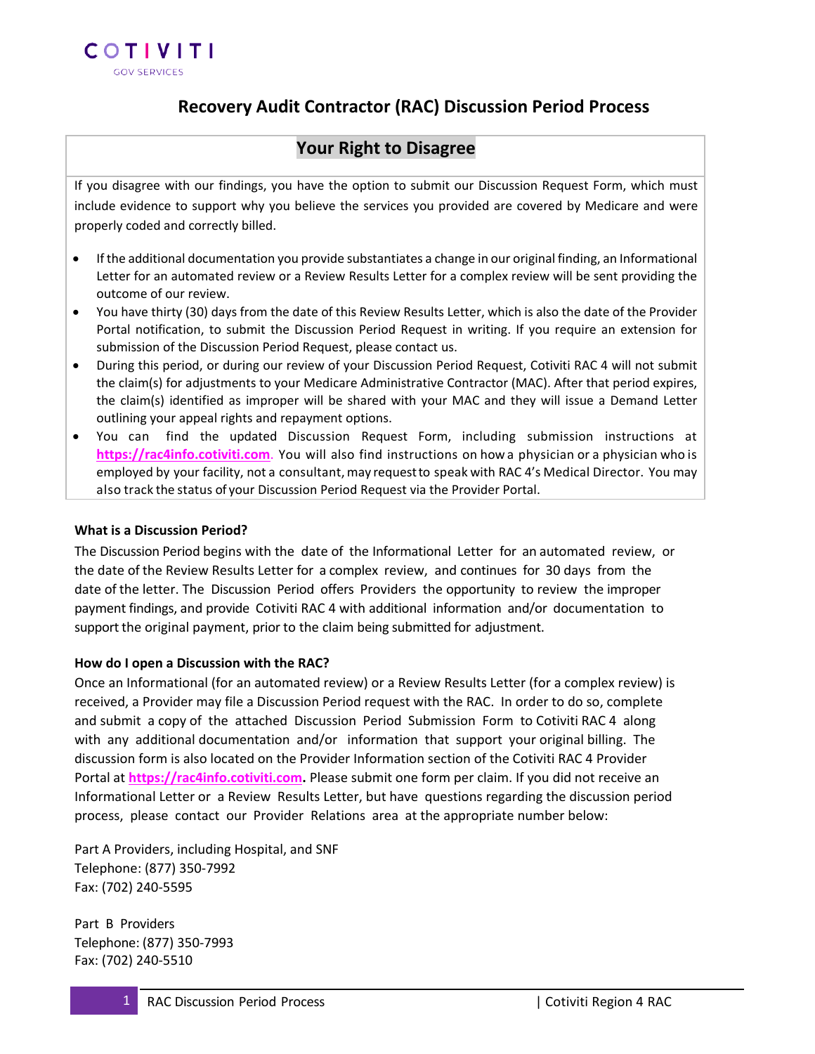COTIVITI
GOV SERVICES

# Recovery Audit Contractor (RAC) Discussion Period Process

## Your Right to Disagree

If you disagree with our findings, you have the option to submit our Discussion Request Form, which must include evidence to support why you believe the services you provided are covered by Medicare and were properly coded and correctly billed.

- If the additional documentation you provide substantiates a change in our original finding, an Informational Letter for an automated review or a Review Results Letter for a complex review will be sent providing the outcome of our review.
- You have thirty (30) days from the date of this Review Results Letter, which is also the date of the Provider Portal notification, to submit the Discussion Period Request in writing. If you require an extension for submission of the Discussion Period Request, please contact us.
- During this period, or during our review of your Discussion Period Request, Cotiviti RAC 4 will not submit the claim(s) for adjustments to your Medicare Administrative Contractor (MAC). After that period expires, the claim(s) identified as improper will be shared with your MAC and they will issue a Demand Letter outlining your appeal rights and repayment options.
- You can find the updated Discussion Request Form, including submission instructions at **https://rac4info.cotiviti.com**. You will also find instructions on how a physician or a physician who is employed by your facility, not a consultant, may request to speak with RAC 4's Medical Director. You may also track the status of your Discussion Period Request via the Provider Portal.

**What is a Discussion Period?**

The Discussion Period begins with the date of the Informational Letter for an automated review, or the date of the Review Results Letter for a complex review, and continues for 30 days from the date of the letter. The Discussion Period offers Providers the opportunity to review the improper payment findings, and provide Cotiviti RAC 4 with additional information and/or documentation to support the original payment, prior to the claim being submitted for adjustment.

**How do I open a Discussion with the RAC?**

Once an Informational (for an automated review) or a Review Results Letter (for a complex review) is received, a Provider may file a Discussion Period request with the RAC. In order to do so, complete and submit a copy of the attached Discussion Period Submission Form to Cotiviti RAC 4 along with any additional documentation and/or information that support your original billing. The discussion form is also located on the Provider Information section of the Cotiviti RAC 4 Provider Portal at **https://rac4info.cotiviti.com.** Please submit one form per claim. If you did not receive an Informational Letter or a Review Results Letter, but have questions regarding the discussion period process, please contact our Provider Relations area at the appropriate number below:

Part A Providers, including Hospital, and SNF
Telephone: (877) 350-7992
Fax: (702) 240-5595

Part B Providers
Telephone: (877) 350-7993
Fax: (702) 240-5510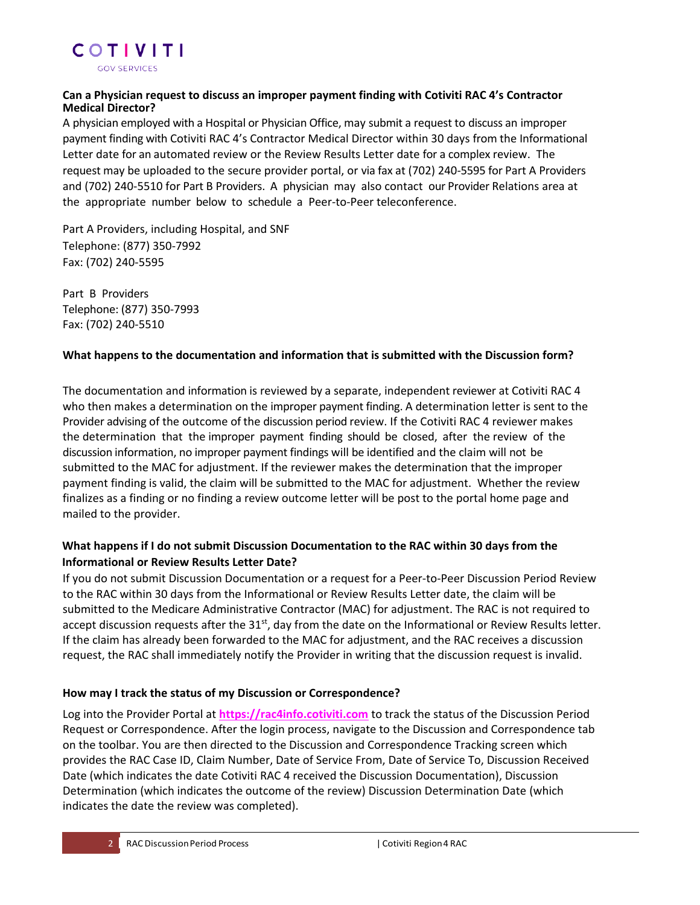### Can a Physician request to discuss an improper payment finding with Cotiviti RAC 4's Contractor Medical Director?

A physician employed with a Hospital or Physician Office, may submit a request to discuss an improper payment finding with Cotiviti RAC 4's Contractor Medical Director within 30 days from the Informational Letter date for an automated review or the Review Results Letter date for a complex review. The request may be uploaded to the secure provider portal, or via fax at (702) 240-5595 for Part A Providers and (702) 240-5510 for Part B Providers. A physician may also contact our Provider Relations area at the appropriate number below to schedule a Peer-to-Peer teleconference.

Part A Providers, including Hospital, and SNF
Telephone: (877) 350-7992
Fax: (702) 240-5595

Part B Providers
Telephone: (877) 350-7993
Fax: (702) 240-5510

### What happens to the documentation and information that is submitted with the Discussion form?

The documentation and information is reviewed by a separate, independent reviewer at Cotiviti RAC 4 who then makes a determination on the improper payment finding. A determination letter is sent to the Provider advising of the outcome of the discussion period review. If the Cotiviti RAC 4 reviewer makes the determination that the improper payment finding should be closed, after the review of the discussion information, no improper payment findings will be identified and the claim will not be submitted to the MAC for adjustment. If the reviewer makes the determination that the improper payment finding is valid, the claim will be submitted to the MAC for adjustment. Whether the review finalizes as a finding or no finding a review outcome letter will be post to the portal home page and mailed to the provider.

### What happens if I do not submit Discussion Documentation to the RAC within 30 days from the Informational or Review Results Letter Date?

If you do not submit Discussion Documentation or a request for a Peer-to-Peer Discussion Period Review to the RAC within 30 days from the Informational or Review Results Letter date, the claim will be submitted to the Medicare Administrative Contractor (MAC) for adjustment. The RAC is not required to accept discussion requests after the 31st, day from the date on the Informational or Review Results letter. If the claim has already been forwarded to the MAC for adjustment, and the RAC receives a discussion request, the RAC shall immediately notify the Provider in writing that the discussion request is invalid.

### How may I track the status of my Discussion or Correspondence?

Log into the Provider Portal at **https://rac4info.cotiviti.com** to track the status of the Discussion Period Request or Correspondence. After the login process, navigate to the Discussion and Correspondence tab on the toolbar. You are then directed to the Discussion and Correspondence Tracking screen which provides the RAC Case ID, Claim Number, Date of Service From, Date of Service To, Discussion Received Date (which indicates the date Cotiviti RAC 4 received the Discussion Documentation), Discussion Determination (which indicates the outcome of the review) Discussion Determination Date (which indicates the date the review was completed).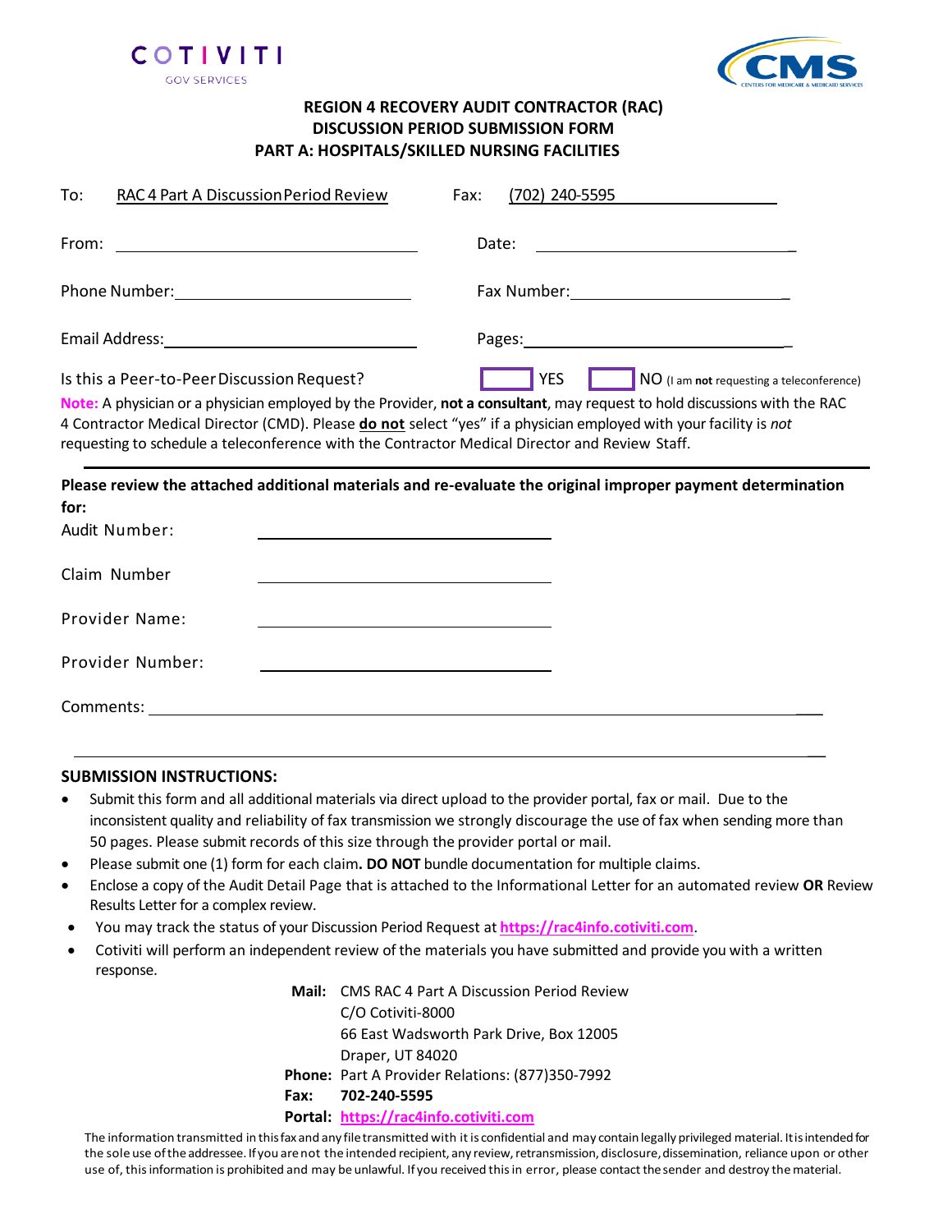COTIVITI
GOV SERVICES

CMS
CENTERS FOR MEDICARE & MEDICAID SERVICES

# REGION 4 RECOVERY AUDIT CONTRACTOR (RAC)
## DISCUSSION PERIOD SUBMISSION FORM
## PART A: HOSPITALS/SKILLED NURSING FACILITIES

To: RAC 4 Part A Discussion Period Review　　　　Fax: (702) 240-5595

From: ________________________　　　　Date: ________________________

Phone Number: ________________________　　　　Fax Number: ________________________

Email Address: ________________________　　　　Pages: ________________________

Is this a Peer-to-Peer Discussion Request?　☐ YES　☐ NO (I am **not** requesting a teleconference)

**Note:** A physician or a physician employed by the Provider, **not a consultant**, may request to hold discussions with the RAC 4 Contractor Medical Director (CMD). Please **do not** select "yes" if a physician employed with your facility is *not* requesting to schedule a teleconference with the Contractor Medical Director and Review Staff.

---

**Please review the attached additional materials and re-evaluate the original improper payment determination for:**

Audit Number: ________________________

Claim Number ________________________

Provider Name: ________________________

Provider Number: ________________________

Comments: ____________________________________________________________

____________________________________________________________

### SUBMISSION INSTRUCTIONS:

- Submit this form and all additional materials via direct upload to the provider portal, fax or mail. Due to the inconsistent quality and reliability of fax transmission we strongly discourage the use of fax when sending more than 50 pages. Please submit records of this size through the provider portal or mail.
- Please submit one (1) form for each claim**. DO NOT** bundle documentation for multiple claims.
- Enclose a copy of the Audit Detail Page that is attached to the Informational Letter for an automated review **OR** Review Results Letter for a complex review.
- You may track the status of your Discussion Period Request at **https://rac4info.cotiviti.com**.
- Cotiviti will perform an independent review of the materials you have submitted and provide you with a written response.

**Mail:** CMS RAC 4 Part A Discussion Period Review
C/O Cotiviti-8000
66 East Wadsworth Park Drive, Box 12005
Draper, UT 84020

**Phone:** Part A Provider Relations: (877)350-7992

**Fax:** **702-240-5595**

**Portal:** **https://rac4info.cotiviti.com**

The information transmitted in this fax and any file transmitted with it is confidential and may contain legally privileged material. It is intended for the sole use of the addressee. If you are not the intended recipient, any review, retransmission, disclosure, dissemination, reliance upon or other use of, this information is prohibited and may be unlawful. If you received this in error, please contact the sender and destroy the material.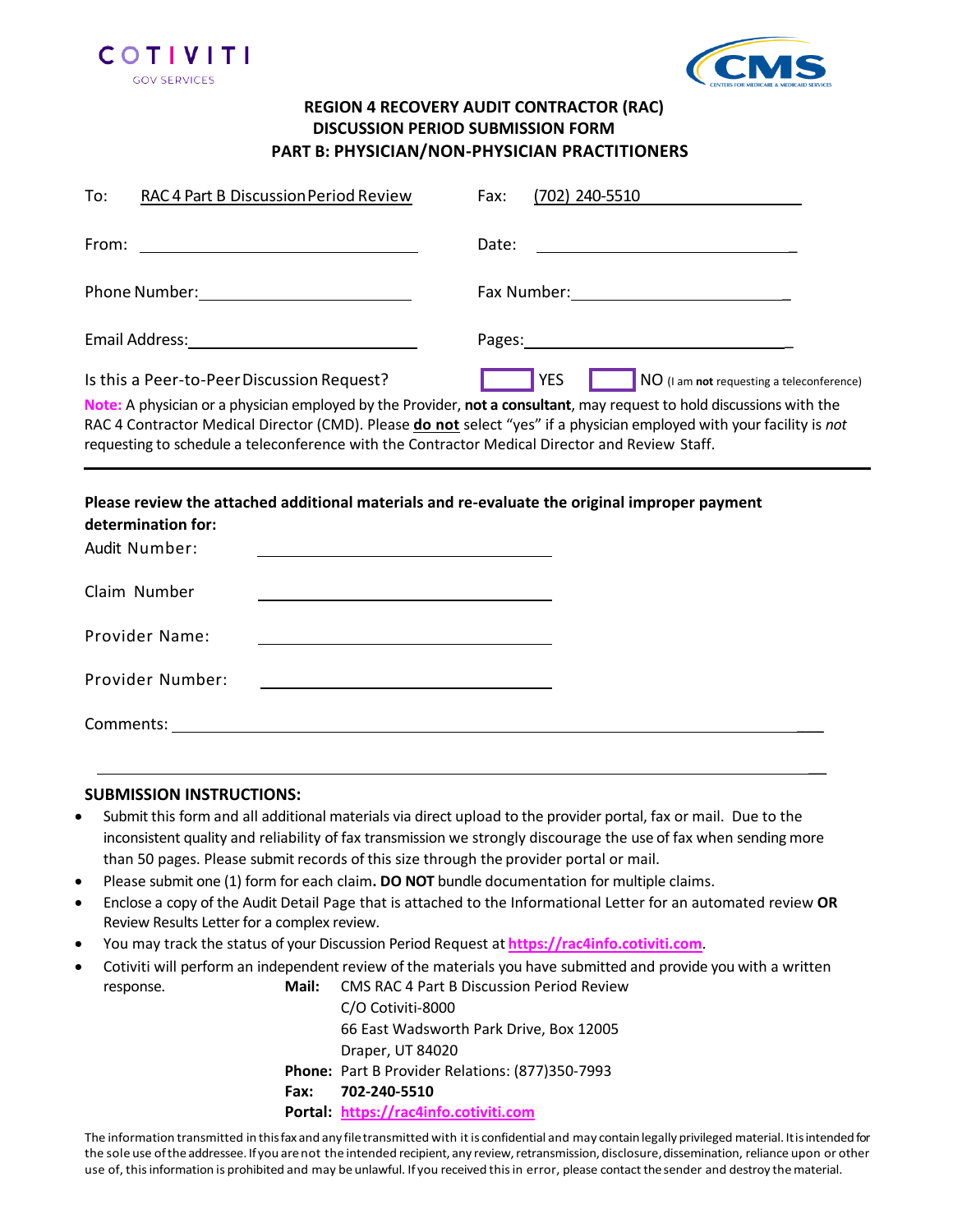COTIVITI GOV SERVICES

CMS CENTERS FOR MEDICARE & MEDICAID SERVICES

# REGION 4 RECOVERY AUDIT CONTRACTOR (RAC)
## DISCUSSION PERIOD SUBMISSION FORM
## PART B: PHYSICIAN/NON-PHYSICIAN PRACTITIONERS

To: RAC 4 Part B Discussion Period Review &nbsp;&nbsp;&nbsp;&nbsp; Fax: (702) 240-5510

From: ____________________ &nbsp;&nbsp;&nbsp;&nbsp; Date: ____________________

Phone Number: ____________________ &nbsp;&nbsp;&nbsp;&nbsp; Fax Number: ____________________

Email Address: ____________________ &nbsp;&nbsp;&nbsp;&nbsp; Pages: ____________________

Is this a Peer-to-Peer Discussion Request? ☐ YES ☐ NO (I am **not** requesting a teleconference)

**Note:** A physician or a physician employed by the Provider, **not a consultant**, may request to hold discussions with the RAC 4 Contractor Medical Director (CMD). Please **do not** select "yes" if a physician employed with your facility is *not* requesting to schedule a teleconference with the Contractor Medical Director and Review Staff.

---

**Please review the attached additional materials and re-evaluate the original improper payment determination for:**

Audit Number: ____________________

Claim Number ____________________

Provider Name: ____________________

Provider Number: ____________________

Comments: ____________________________________________

____________________________________________

### SUBMISSION INSTRUCTIONS:

- Submit this form and all additional materials via direct upload to the provider portal, fax or mail. Due to the inconsistent quality and reliability of fax transmission we strongly discourage the use of fax when sending more than 50 pages. Please submit records of this size through the provider portal or mail.
- Please submit one (1) form for each claim**. DO NOT** bundle documentation for multiple claims.
- Enclose a copy of the Audit Detail Page that is attached to the Informational Letter for an automated review **OR** Review Results Letter for a complex review.
- You may track the status of your Discussion Period Request at **https://rac4info.cotiviti.com**.
- Cotiviti will perform an independent review of the materials you have submitted and provide you with a written response.

**Mail:** CMS RAC 4 Part B Discussion Period Review
C/O Cotiviti-8000
66 East Wadsworth Park Drive, Box 12005
Draper, UT 84020

**Phone:** Part B Provider Relations: (877)350-7993

**Fax:** **702-240-5510**

**Portal:** **https://rac4info.cotiviti.com**

The information transmitted in this fax and any file transmitted with it is confidential and may contain legally privileged material. It is intended for the sole use of the addressee. If you are not the intended recipient, any review, retransmission, disclosure, dissemination, reliance upon or other use of, this information is prohibited and may be unlawful. If you received this in error, please contact the sender and destroy the material.